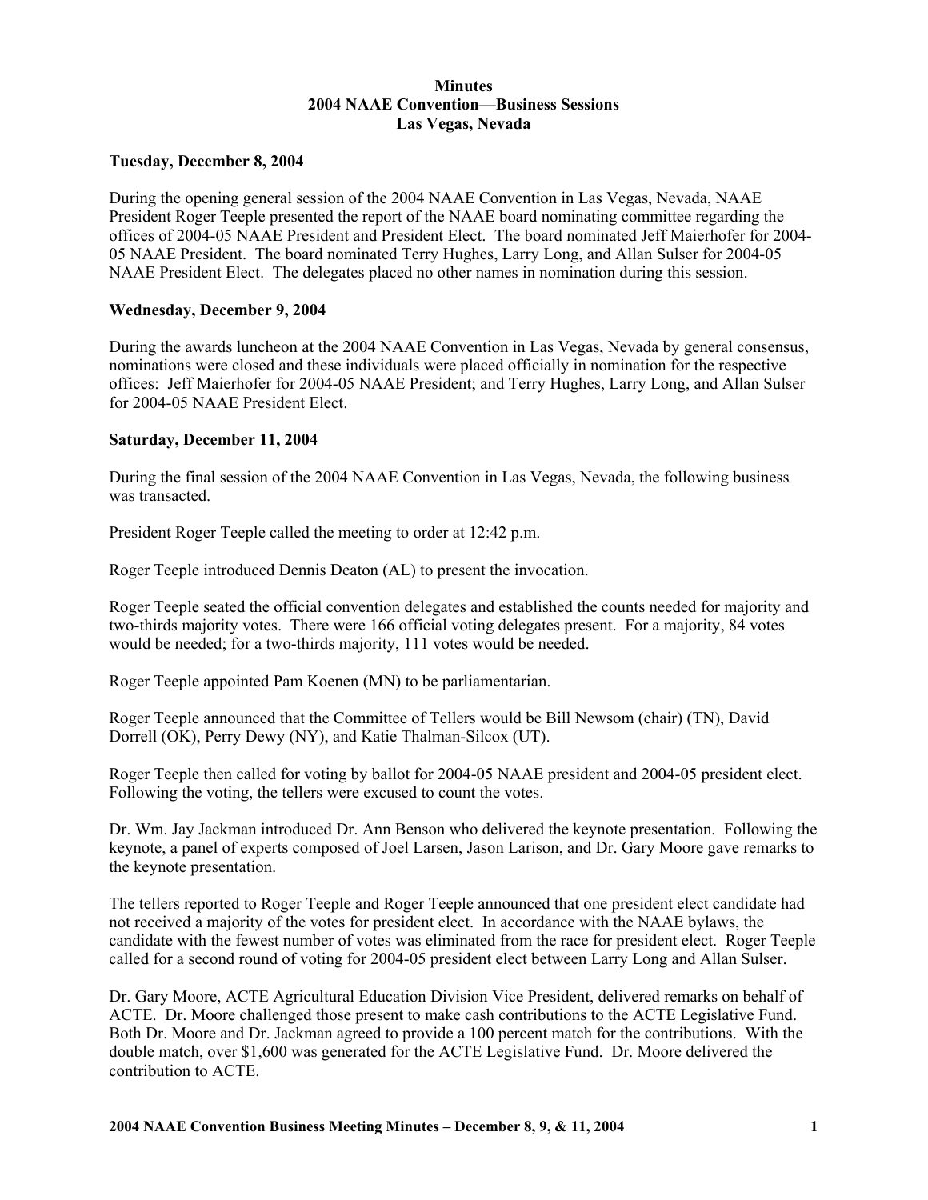# Minutes
## 2004 NAAE Convention—Business Sessions
## Las Vegas, Nevada

**Tuesday, December 8, 2004**

During the opening general session of the 2004 NAAE Convention in Las Vegas, Nevada, NAAE President Roger Teeple presented the report of the NAAE board nominating committee regarding the offices of 2004-05 NAAE President and President Elect. The board nominated Jeff Maierhofer for 2004-05 NAAE President. The board nominated Terry Hughes, Larry Long, and Allan Sulser for 2004-05 NAAE President Elect. The delegates placed no other names in nomination during this session.

**Wednesday, December 9, 2004**

During the awards luncheon at the 2004 NAAE Convention in Las Vegas, Nevada by general consensus, nominations were closed and these individuals were placed officially in nomination for the respective offices: Jeff Maierhofer for 2004-05 NAAE President; and Terry Hughes, Larry Long, and Allan Sulser for 2004-05 NAAE President Elect.

**Saturday, December 11, 2004**

During the final session of the 2004 NAAE Convention in Las Vegas, Nevada, the following business was transacted.

President Roger Teeple called the meeting to order at 12:42 p.m.

Roger Teeple introduced Dennis Deaton (AL) to present the invocation.

Roger Teeple seated the official convention delegates and established the counts needed for majority and two-thirds majority votes. There were 166 official voting delegates present. For a majority, 84 votes would be needed; for a two-thirds majority, 111 votes would be needed.

Roger Teeple appointed Pam Koenen (MN) to be parliamentarian.

Roger Teeple announced that the Committee of Tellers would be Bill Newsom (chair) (TN), David Dorrell (OK), Perry Dewy (NY), and Katie Thalman-Silcox (UT).

Roger Teeple then called for voting by ballot for 2004-05 NAAE president and 2004-05 president elect. Following the voting, the tellers were excused to count the votes.

Dr. Wm. Jay Jackman introduced Dr. Ann Benson who delivered the keynote presentation. Following the keynote, a panel of experts composed of Joel Larsen, Jason Larison, and Dr. Gary Moore gave remarks to the keynote presentation.

The tellers reported to Roger Teeple and Roger Teeple announced that one president elect candidate had not received a majority of the votes for president elect. In accordance with the NAAE bylaws, the candidate with the fewest number of votes was eliminated from the race for president elect. Roger Teeple called for a second round of voting for 2004-05 president elect between Larry Long and Allan Sulser.

Dr. Gary Moore, ACTE Agricultural Education Division Vice President, delivered remarks on behalf of ACTE. Dr. Moore challenged those present to make cash contributions to the ACTE Legislative Fund. Both Dr. Moore and Dr. Jackman agreed to provide a 100 percent match for the contributions. With the double match, over $1,600 was generated for the ACTE Legislative Fund. Dr. Moore delivered the contribution to ACTE.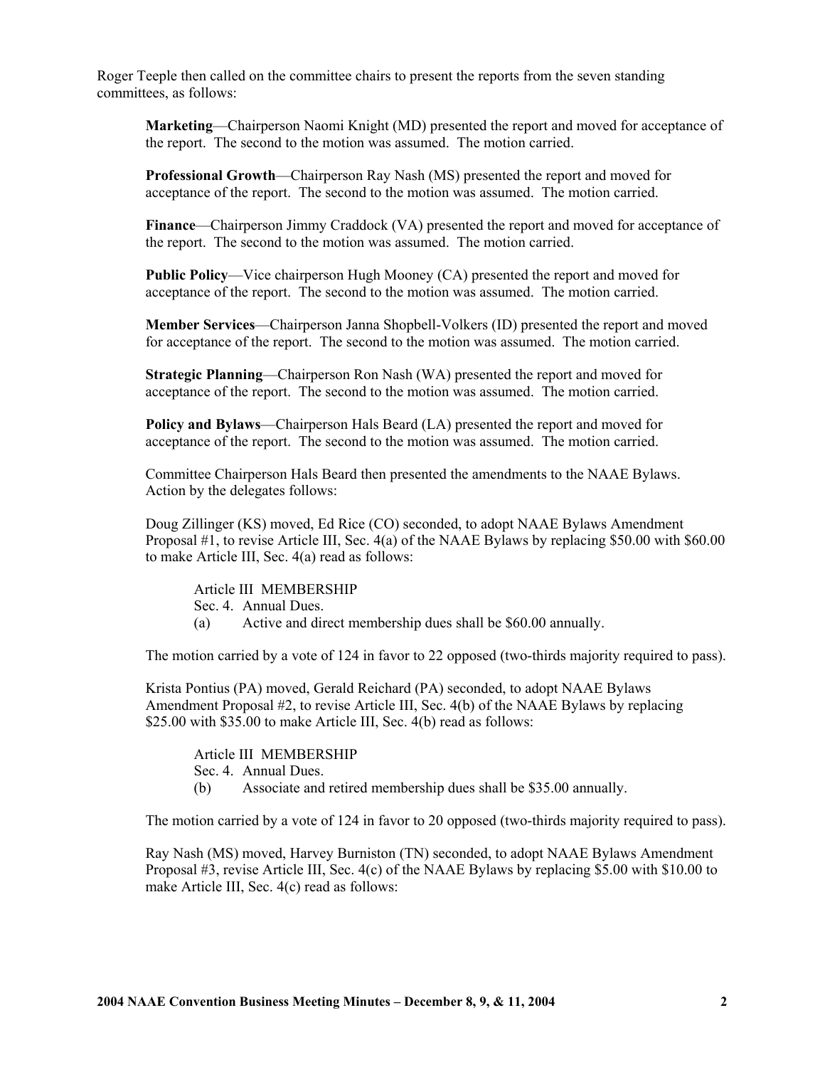Roger Teeple then called on the committee chairs to present the reports from the seven standing committees, as follows:

**Marketing**—Chairperson Naomi Knight (MD) presented the report and moved for acceptance of the report. The second to the motion was assumed. The motion carried.

**Professional Growth**—Chairperson Ray Nash (MS) presented the report and moved for acceptance of the report. The second to the motion was assumed. The motion carried.

**Finance**—Chairperson Jimmy Craddock (VA) presented the report and moved for acceptance of the report. The second to the motion was assumed. The motion carried.

**Public Policy**—Vice chairperson Hugh Mooney (CA) presented the report and moved for acceptance of the report. The second to the motion was assumed. The motion carried.

**Member Services**—Chairperson Janna Shopbell-Volkers (ID) presented the report and moved for acceptance of the report. The second to the motion was assumed. The motion carried.

**Strategic Planning**—Chairperson Ron Nash (WA) presented the report and moved for acceptance of the report. The second to the motion was assumed. The motion carried.

**Policy and Bylaws**—Chairperson Hals Beard (LA) presented the report and moved for acceptance of the report. The second to the motion was assumed. The motion carried.

Committee Chairperson Hals Beard then presented the amendments to the NAAE Bylaws. Action by the delegates follows:

Doug Zillinger (KS) moved, Ed Rice (CO) seconded, to adopt NAAE Bylaws Amendment Proposal #1, to revise Article III, Sec. 4(a) of the NAAE Bylaws by replacing $50.00 with $60.00 to make Article III, Sec. 4(a) read as follows:

> Article III MEMBERSHIP
> Sec. 4. Annual Dues.
> (a) Active and direct membership dues shall be $60.00 annually.

The motion carried by a vote of 124 in favor to 22 opposed (two-thirds majority required to pass).

Krista Pontius (PA) moved, Gerald Reichard (PA) seconded, to adopt NAAE Bylaws Amendment Proposal #2, to revise Article III, Sec. 4(b) of the NAAE Bylaws by replacing $25.00 with $35.00 to make Article III, Sec. 4(b) read as follows:

> Article III MEMBERSHIP
> Sec. 4. Annual Dues.
> (b) Associate and retired membership dues shall be $35.00 annually.

The motion carried by a vote of 124 in favor to 20 opposed (two-thirds majority required to pass).

Ray Nash (MS) moved, Harvey Burniston (TN) seconded, to adopt NAAE Bylaws Amendment Proposal #3, revise Article III, Sec. 4(c) of the NAAE Bylaws by replacing $5.00 with $10.00 to make Article III, Sec. 4(c) read as follows: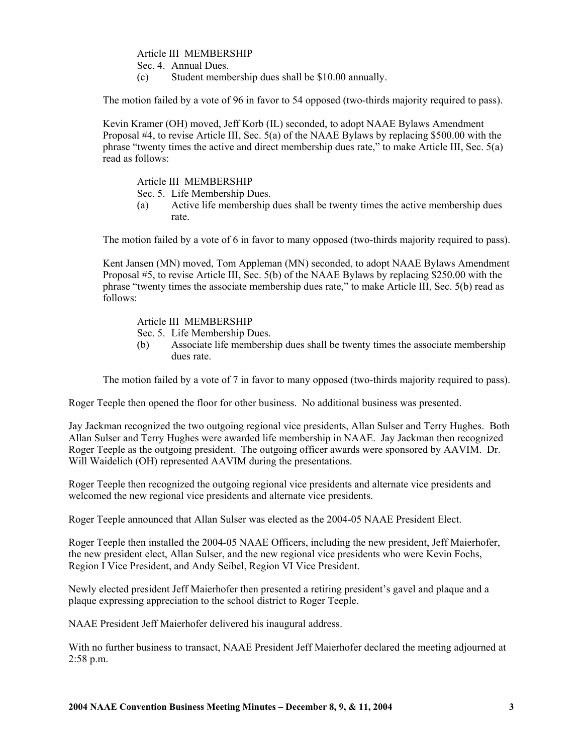Article III MEMBERSHIP

Sec. 4. Annual Dues.

(c) Student membership dues shall be $10.00 annually.

The motion failed by a vote of 96 in favor to 54 opposed (two-thirds majority required to pass).

Kevin Kramer (OH) moved, Jeff Korb (IL) seconded, to adopt NAAE Bylaws Amendment Proposal #4, to revise Article III, Sec. 5(a) of the NAAE Bylaws by replacing $500.00 with the phrase "twenty times the active and direct membership dues rate," to make Article III, Sec. 5(a) read as follows:

Article III MEMBERSHIP

Sec. 5. Life Membership Dues.

(a) Active life membership dues shall be twenty times the active membership dues rate.

The motion failed by a vote of 6 in favor to many opposed (two-thirds majority required to pass).

Kent Jansen (MN) moved, Tom Appleman (MN) seconded, to adopt NAAE Bylaws Amendment Proposal #5, to revise Article III, Sec. 5(b) of the NAAE Bylaws by replacing $250.00 with the phrase "twenty times the associate membership dues rate," to make Article III, Sec. 5(b) read as follows:

Article III MEMBERSHIP

Sec. 5. Life Membership Dues.

(b) Associate life membership dues shall be twenty times the associate membership dues rate.

The motion failed by a vote of 7 in favor to many opposed (two-thirds majority required to pass).

Roger Teeple then opened the floor for other business. No additional business was presented.

Jay Jackman recognized the two outgoing regional vice presidents, Allan Sulser and Terry Hughes. Both Allan Sulser and Terry Hughes were awarded life membership in NAAE. Jay Jackman then recognized Roger Teeple as the outgoing president. The outgoing officer awards were sponsored by AAVIM. Dr. Will Waidelich (OH) represented AAVIM during the presentations.

Roger Teeple then recognized the outgoing regional vice presidents and alternate vice presidents and welcomed the new regional vice presidents and alternate vice presidents.

Roger Teeple announced that Allan Sulser was elected as the 2004-05 NAAE President Elect.

Roger Teeple then installed the 2004-05 NAAE Officers, including the new president, Jeff Maierhofer, the new president elect, Allan Sulser, and the new regional vice presidents who were Kevin Fochs, Region I Vice President, and Andy Seibel, Region VI Vice President.

Newly elected president Jeff Maierhofer then presented a retiring president's gavel and plaque and a plaque expressing appreciation to the school district to Roger Teeple.

NAAE President Jeff Maierhofer delivered his inaugural address.

With no further business to transact, NAAE President Jeff Maierhofer declared the meeting adjourned at 2:58 p.m.